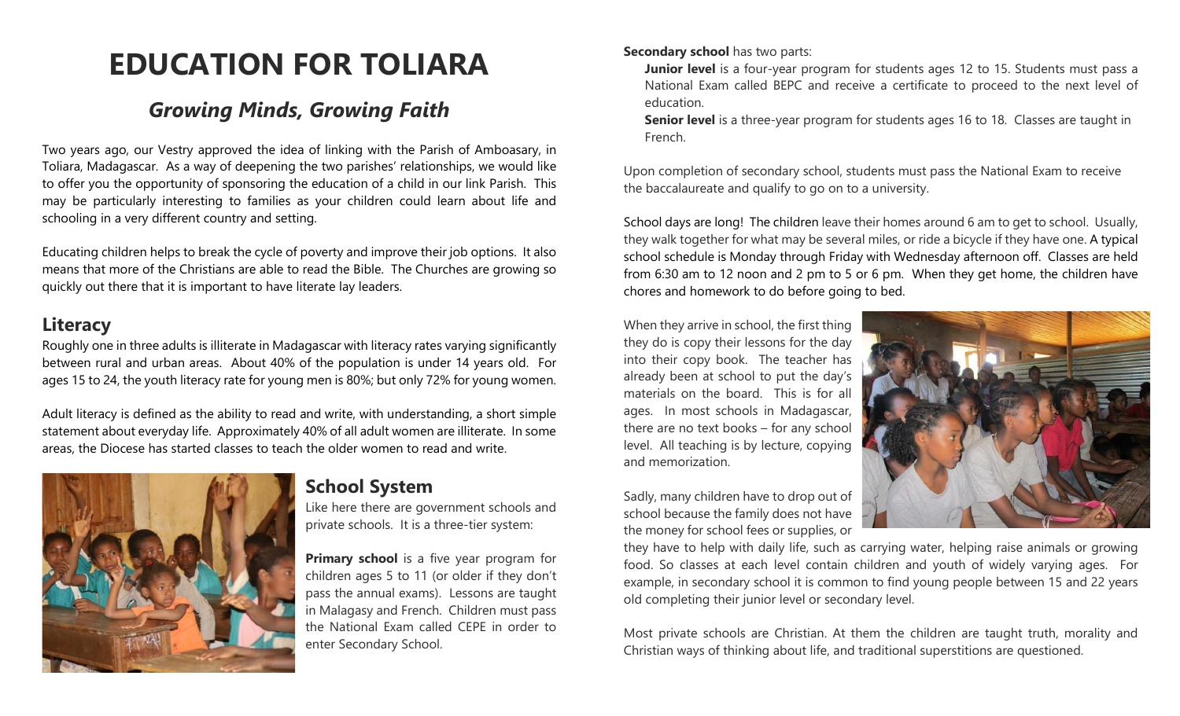# EDUCATION FOR TOLIARA

## *Growing Minds, Growing Faith*

Two years ago, our Vestry approved the idea of linking with the Parish of Amboasary, in Toliara, Madagascar. As a way of deepening the two parishes' relationships, we would like to offer you the opportunity of sponsoring the education of a child in our link Parish. This may be particularly interesting to families as your children could learn about life and schooling in a very different country and setting.

Educating children helps to break the cycle of poverty and improve their job options. It also means that more of the Christians are able to read the Bible. The Churches are growing so quickly out there that it is important to have literate lay leaders.

## Literacy

Roughly one in three adults is illiterate in Madagascar with literacy rates varying significantly between rural and urban areas. About 40% of the population is under 14 years old. For ages 15 to 24, the youth literacy rate for young men is 80%; but only 72% for young women.

Adult literacy is defined as the ability to read and write, with understanding, a short simple statement about everyday life. Approximately 40% of all adult women are illiterate. In some areas, the Diocese has started classes to teach the older women to read and write.

## School System

Like here there are government schools and private schools. It is a three-tier system:

**Primary school** is a five year program for children ages 5 to 11 (or older if they don't pass the annual exams). Lessons are taught in Malagasy and French. Children must pass the National Exam called CEPE in order to enter Secondary School.

**Secondary school** has two parts:

**Junior level** is a four-year program for students ages 12 to 15. Students must pass a National Exam called BEPC and receive a certificate to proceed to the next level of education.

**Senior level** is a three-year program for students ages 16 to 18. Classes are taught in French.

Upon completion of secondary school, students must pass the National Exam to receive the baccalaureate and qualify to go on to a university.

School days are long! The children leave their homes around 6 am to get to school. Usually, they walk together for what may be several miles, or ride a bicycle if they have one. A typical school schedule is Monday through Friday with Wednesday afternoon off. Classes are held from 6:30 am to 12 noon and 2 pm to 5 or 6 pm. When they get home, the children have chores and homework to do before going to bed.

When they arrive in school, the first thing they do is copy their lessons for the day into their copy book. The teacher has already been at school to put the day's materials on the board. This is for all ages. In most schools in Madagascar, there are no text books – for any school level. All teaching is by lecture, copying and memorization.

Sadly, many children have to drop out of school because the family does not have the money for school fees or supplies, or they have to help with daily life, such as carrying water, helping raise animals or growing food. So classes at each level contain children and youth of widely varying ages. For example, in secondary school it is common to find young people between 15 and 22 years old completing their junior level or secondary level.

Most private schools are Christian. At them the children are taught truth, morality and Christian ways of thinking about life, and traditional superstitions are questioned.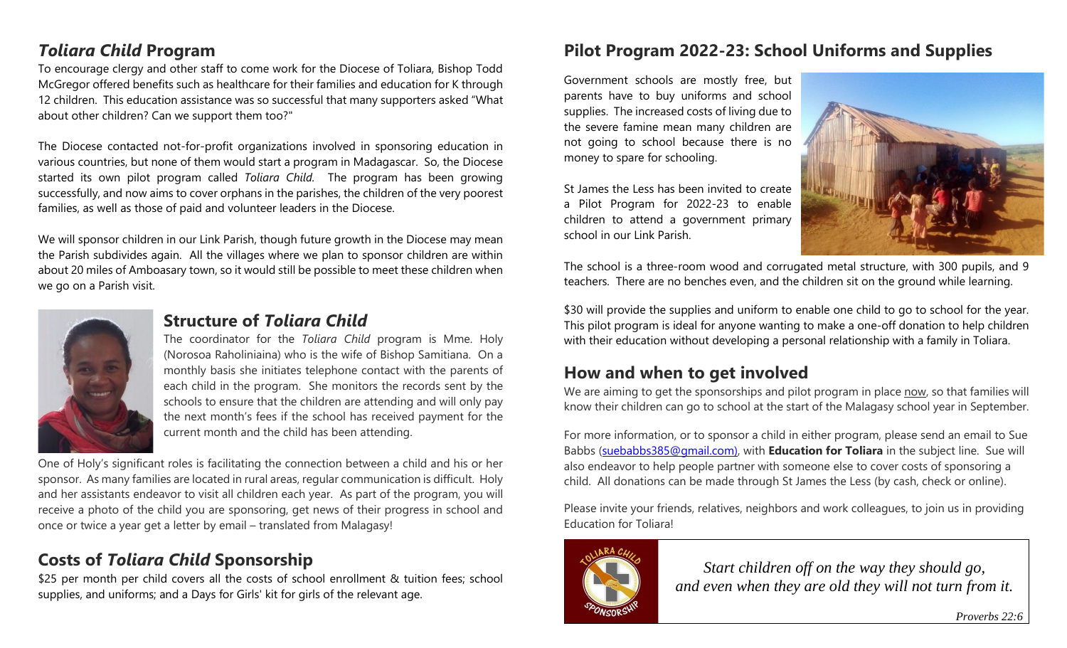## *Toliara Child* Program

To encourage clergy and other staff to come work for the Diocese of Toliara, Bishop Todd McGregor offered benefits such as healthcare for their families and education for K through 12 children. This education assistance was so successful that many supporters asked "What about other children? Can we support them too?"

The Diocese contacted not-for-profit organizations involved in sponsoring education in various countries, but none of them would start a program in Madagascar. So, the Diocese started its own pilot program called *Toliara Child*. The program has been growing successfully, and now aims to cover orphans in the parishes, the children of the very poorest families, as well as those of paid and volunteer leaders in the Diocese.

We will sponsor children in our Link Parish, though future growth in the Diocese may mean the Parish subdivides again. All the villages where we plan to sponsor children are within about 20 miles of Amboasary town, so it would still be possible to meet these children when we go on a Parish visit.

## Structure of *Toliara Child*

The coordinator for the *Toliara Child* program is Mme. Holy (Norosoa Raholiniaina) who is the wife of Bishop Samitiana. On a monthly basis she initiates telephone contact with the parents of each child in the program. She monitors the records sent by the schools to ensure that the children are attending and will only pay the next month's fees if the school has received payment for the current month and the child has been attending.

One of Holy's significant roles is facilitating the connection between a child and his or her sponsor. As many families are located in rural areas, regular communication is difficult. Holy and her assistants endeavor to visit all children each year. As part of the program, you will receive a photo of the child you are sponsoring, get news of their progress in school and once or twice a year get a letter by email – translated from Malagasy!

## Costs of *Toliara Child* Sponsorship

$25 per month per child covers all the costs of school enrollment & tuition fees; school supplies, and uniforms; and a Days for Girls' kit for girls of the relevant age.

## Pilot Program 2022-23: School Uniforms and Supplies

Government schools are mostly free, but parents have to buy uniforms and school supplies. The increased costs of living due to the severe famine mean many children are not going to school because there is no money to spare for schooling.

St James the Less has been invited to create a Pilot Program for 2022-23 to enable children to attend a government primary school in our Link Parish.

The school is a three-room wood and corrugated metal structure, with 300 pupils, and 9 teachers. There are no benches even, and the children sit on the ground while learning.

$30 will provide the supplies and uniform to enable one child to go to school for the year. This pilot program is ideal for anyone wanting to make a one-off donation to help children with their education without developing a personal relationship with a family in Toliara.

## How and when to get involved

We are aiming to get the sponsorships and pilot program in place now, so that families will know their children can go to school at the start of the Malagasy school year in September.

For more information, or to sponsor a child in either program, please send an email to Sue Babbs (suebabbs385@gmail.com), with **Education for Toliara** in the subject line. Sue will also endeavor to help people partner with someone else to cover costs of sponsoring a child. All donations can be made through St James the Less (by cash, check or online).

Please invite your friends, relatives, neighbors and work colleagues, to join us in providing Education for Toliara!

TOLIARA CHILD SPONSORSHIP

*Start children off on the way they should go, and even when they are old they will not turn from it.*

*Proverbs 22:6*